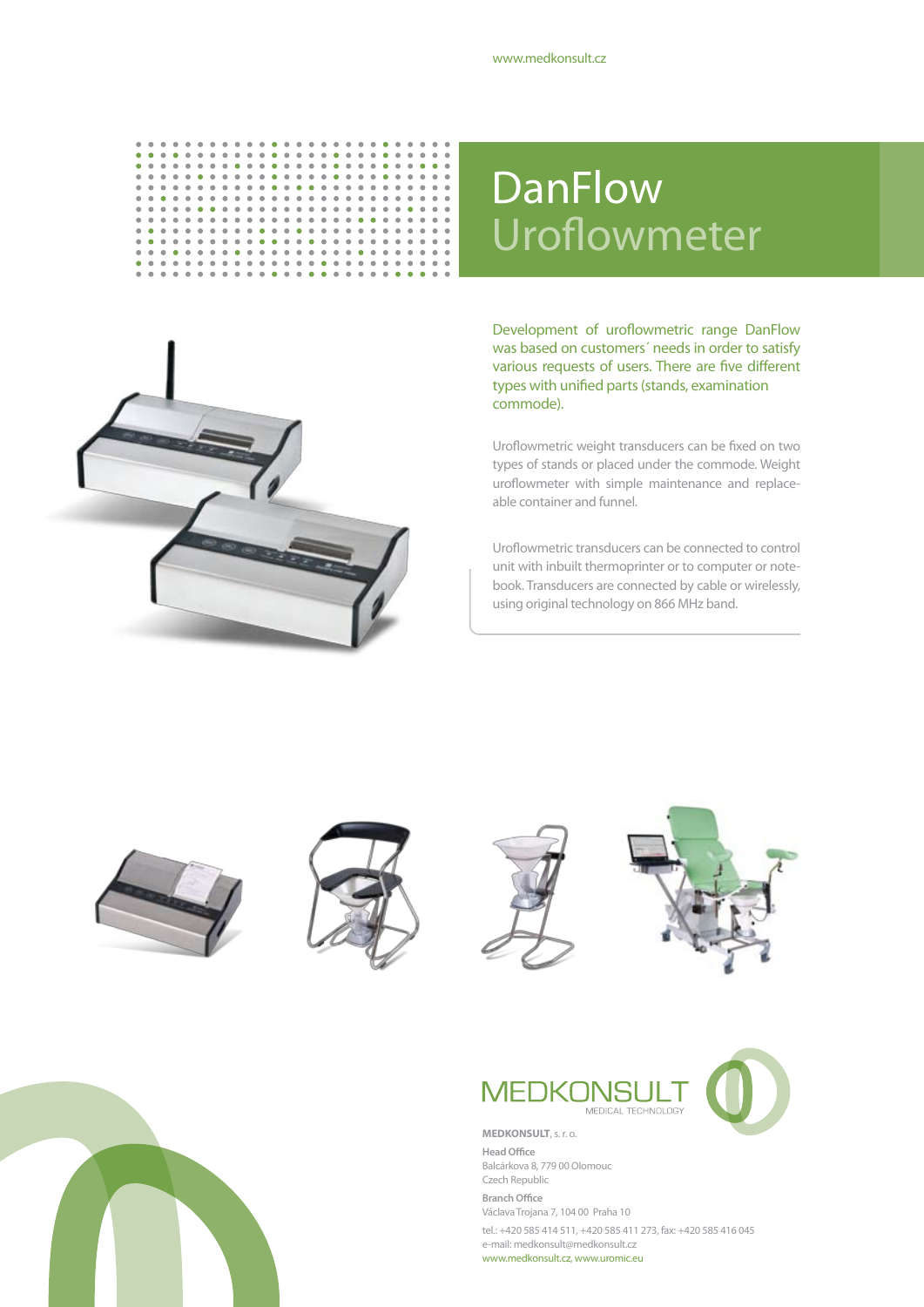www.medkonsult.cz

# DanFlow Uroflowmeter

Development of uroflowmetric range DanFlow was based on customers´ needs in order to satisfy various requests of users. There are five different types with unified parts (stands, examination commode).

Uroflowmetric weight transducers can be fixed on two types of stands or placed under the commode. Weight uroflowmeter with simple maintenance and replaceable container and funnel.

Uroflowmetric transducers can be connected to control unit with inbuilt thermoprinter or to computer or notebook. Transducers are connected by cable or wirelessly, using original technology on 866 MHz band.

MEDKONSULT
MEDICAL TECHNOLOGY

**MEDKONSULT**, s. r. o.

**Head Office**
Balcárkova 8, 779 00 Olomouc
Czech Republic

**Branch Office**
Václava Trojana 7, 104 00 Praha 10

tel.: +420 585 414 511, +420 585 411 273, fax: +420 585 416 045
e-mail: medkonsult@medkonsult.cz
www.medkonsult.cz, www.uromic.eu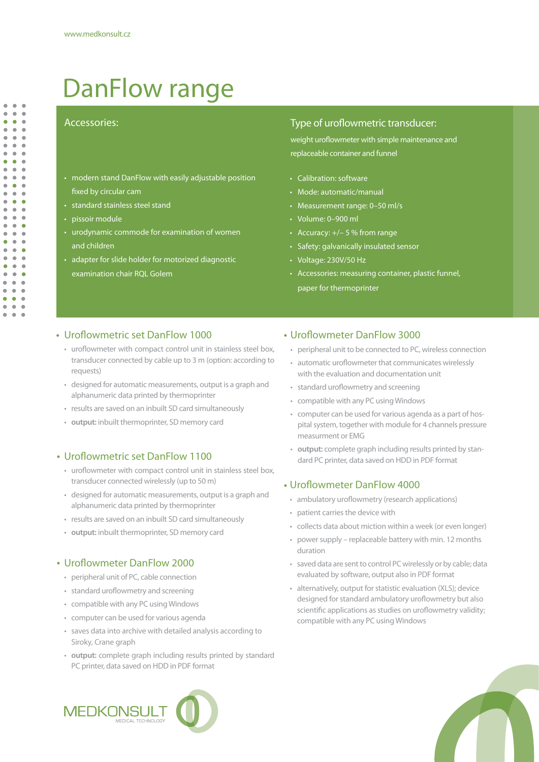# DanFlow range

## Accessories:

- modern stand DanFlow with easily adjustable position fixed by circular cam
- standard stainless steel stand
- pissoir module
- urodynamic commode for examination of women and children
- adapter for slide holder for motorized diagnostic examination chair RQL Golem

## Type of uroflowmetric transducer:

weight uroflowmeter with simple maintenance and replaceable container and funnel

- Calibration: software
- Mode: automatic/manual
- Measurement range: 0–50 ml/s
- Volume: 0–900 ml
- Accuracy: +/– 5 % from range
- Safety: galvanically insulated sensor
- Voltage: 230V/50 Hz
- Accessories: measuring container, plastic funnel, paper for thermoprinter

### • Uroflowmetric set DanFlow 1000

- uroflowmeter with compact control unit in stainless steel box, transducer connected by cable up to 3 m (option: according to requests)
- designed for automatic measurements, output is a graph and alphanumeric data printed by thermoprinter
- results are saved on an inbuilt SD card simultaneously
- **output:** inbuilt thermoprinter, SD memory card

### • Uroflowmetric set DanFlow 1100

- uroflowmeter with compact control unit in stainless steel box, transducer connected wirelessly (up to 50 m)
- designed for automatic measurements, output is a graph and alphanumeric data printed by thermoprinter
- results are saved on an inbuilt SD card simultaneously
- **output:** inbuilt thermoprinter, SD memory card

### • Uroflowmeter DanFlow 2000

- peripheral unit of PC, cable connection
- standard uroflowmetry and screening
- compatible with any PC using Windows
- computer can be used for various agenda
- saves data into archive with detailed analysis according to Siroky, Crane graph
- **output:** complete graph including results printed by standard PC printer, data saved on HDD in PDF format

### • Uroflowmeter DanFlow 3000

- peripheral unit to be connected to PC, wireless connection
- automatic uroflowmeter that communicates wirelessly with the evaluation and documentation unit
- standard uroflowmetry and screening
- compatible with any PC using Windows
- computer can be used for various agenda as a part of hospital system, together with module for 4 channels pressure measurment or EMG
- **output:** complete graph including results printed by standard PC printer, data saved on HDD in PDF format

### • Uroflowmeter DanFlow 4000

- ambulatory uroflowmetry (research applications)
- patient carries the device with
- collects data about miction within a week (or even longer)
- power supply – replaceable battery with min. 12 months duration
- saved data are sent to control PC wirelessly or by cable; data evaluated by software, output also in PDF format
- alternatively, output for statistic evaluation (XLS); device designed for standard ambulatory uroflowmetry but also scientific applications as studies on uroflowmetry validity; compatible with any PC using Windows

MEDKONSULT
MEDICAL TECHNOLOGY